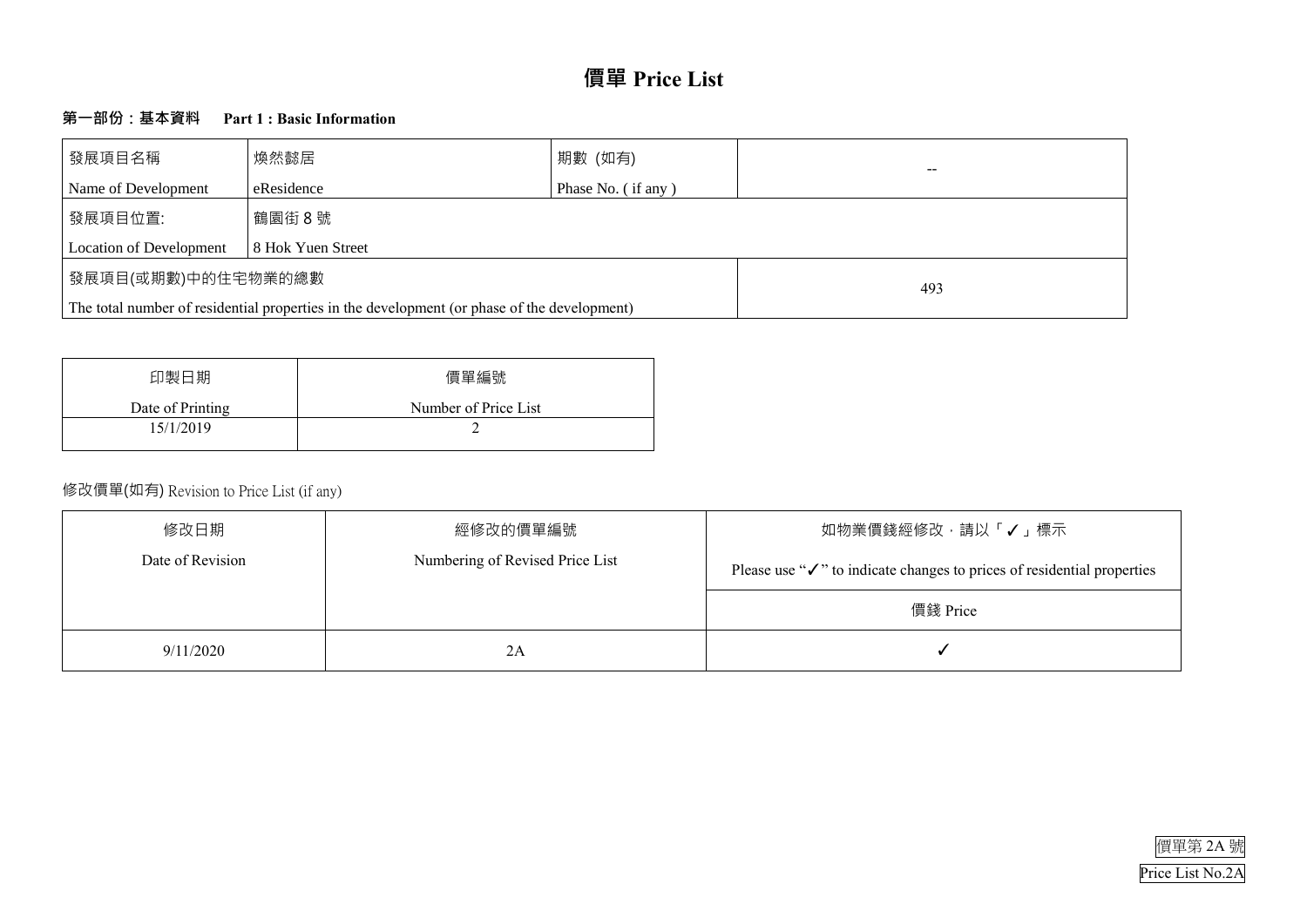# 價單 Price List

## 第一部份：基本資料 Part 1 : Basic Information

| | | | |
|---|---|---|---|
| 發展項目名稱<br>Name of Development | 煥然懿居<br>eResidence | 期數 (如有)<br>Phase No. ( if any ) | -- |
| 發展項目位置:<br>Location of Development | 鶴園街 8 號<br>8 Hok Yuen Street | | |
| 發展項目(或期數)中的住宅物業的總數<br>The total number of residential properties in the development (or phase of the development) | | | 493 |

| 印製日期<br>Date of Printing | 價單編號<br>Number of Price List |
|---|---|
| 15/1/2019 | 2 |

修改價單(如有) Revision to Price List (if any)

| 修改日期<br>Date of Revision | 經修改的價單編號<br>Numbering of Revised Price List | 如物業價錢經修改，請以「✓」標示<br>Please use "✓" to indicate changes to prices of residential properties |
|---|---|---|
| | | 價錢 Price |
| 9/11/2020 | 2A | ✓ |

價單第 2A 號
Price List No.2A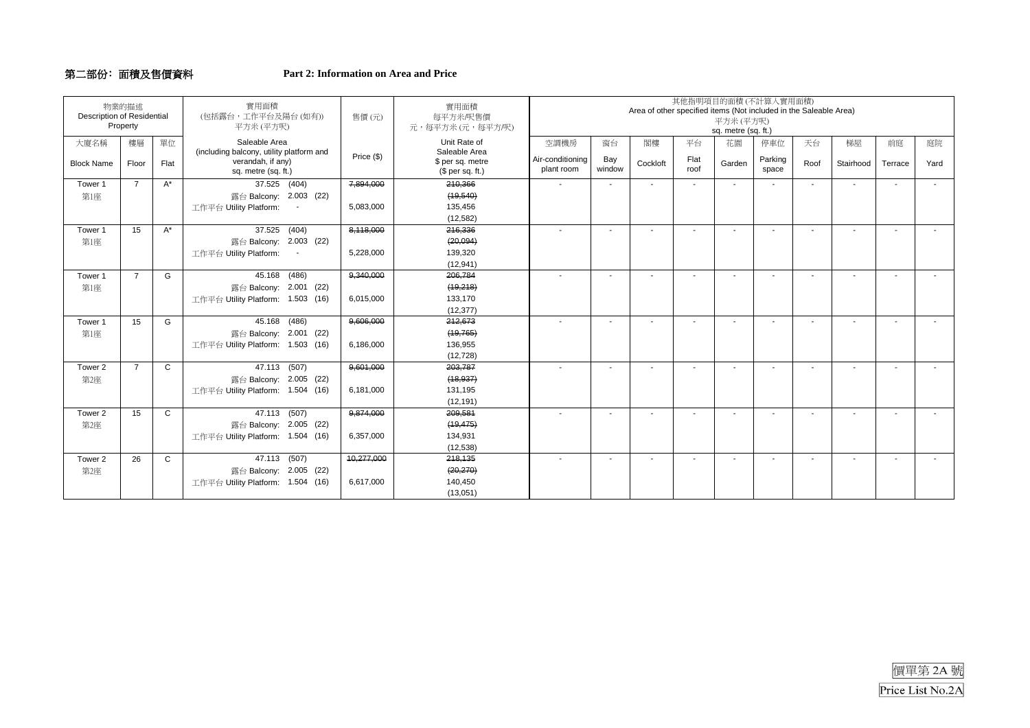## 第二部份：面積及售價資料　　Part 2: Information on Area and Price

| 物業的描述 Description of Residential Property | | | 實用面積 (包括露台，工作平台及陽台 (如有)) 平方米 (平方呎) | 售價 (元) | 實用面積 每平方米/呎售價 元，每平方米 (元，每平方呎) | 其他指明項目的面積 (不計算入實用面積) Area of other specified items (Not included in the Saleable Area) 平方米 (平方呎) sq. metre (sq. ft.) | | | | | | | | | |
|---|---|---|---|---|---|---|---|---|---|---|---|---|---|---|---|
| 大廈名稱 Block Name | 樓層 Floor | 單位 Flat | Saleable Area (including balcony, utility platform and verandah, if any) sq. metre (sq. ft.) | Price ($) | Unit Rate of Saleable Area $ per sq. metre ($ per sq. ft.) | 空調機房 Air-conditioning plant room | 窗台 Bay window | 閣樓 Cockloft | 平台 Flat roof | 花園 Garden | 停車位 Parking space | 天台 Roof | 梯屋 Stairhood | 前庭 Terrace | 庭院 Yard |
| Tower 1 第1座 | 7 | A* | 37.525 (404) 露台 Balcony: 2.003 (22) 工作平台 Utility Platform: - | ~~7,894,000~~ 5,083,000 | ~~210,366 (19,540)~~ 135,456 (12,582) | - | - | - | - | - | - | - | - | - | - |
| Tower 1 第1座 | 15 | A* | 37.525 (404) 露台 Balcony: 2.003 (22) 工作平台 Utility Platform: - | ~~8,118,000~~ 5,228,000 | ~~216,336 (20,094)~~ 139,320 (12,941) | - | - | - | - | - | - | - | - | - | - |
| Tower 1 第1座 | 7 | G | 45.168 (486) 露台 Balcony: 2.001 (22) 工作平台 Utility Platform: 1.503 (16) | ~~9,340,000~~ 6,015,000 | ~~206,784 (19,218)~~ 133,170 (12,377) | - | - | - | - | - | - | - | - | - | - |
| Tower 1 第1座 | 15 | G | 45.168 (486) 露台 Balcony: 2.001 (22) 工作平台 Utility Platform: 1.503 (16) | ~~9,606,000~~ 6,186,000 | ~~212,673 (19,765)~~ 136,955 (12,728) | - | - | - | - | - | - | - | - | - | - |
| Tower 2 第2座 | 7 | C | 47.113 (507) 露台 Balcony: 2.005 (22) 工作平台 Utility Platform: 1.504 (16) | ~~9,601,000~~ 6,181,000 | ~~203,787 (18,937)~~ 131,195 (12,191) | - | - | - | - | - | - | - | - | - | - |
| Tower 2 第2座 | 15 | C | 47.113 (507) 露台 Balcony: 2.005 (22) 工作平台 Utility Platform: 1.504 (16) | ~~9,874,000~~ 6,357,000 | ~~209,581 (19,475)~~ 134,931 (12,538) | - | - | - | - | - | - | - | - | - | - |
| Tower 2 第2座 | 26 | C | 47.113 (507) 露台 Balcony: 2.005 (22) 工作平台 Utility Platform: 1.504 (16) | ~~10,277,000~~ 6,617,000 | ~~218,135 (20,270)~~ 140,450 (13,051) | - | - | - | - | - | - | - | - | - | - |

價單第 2A 號
Price List No.2A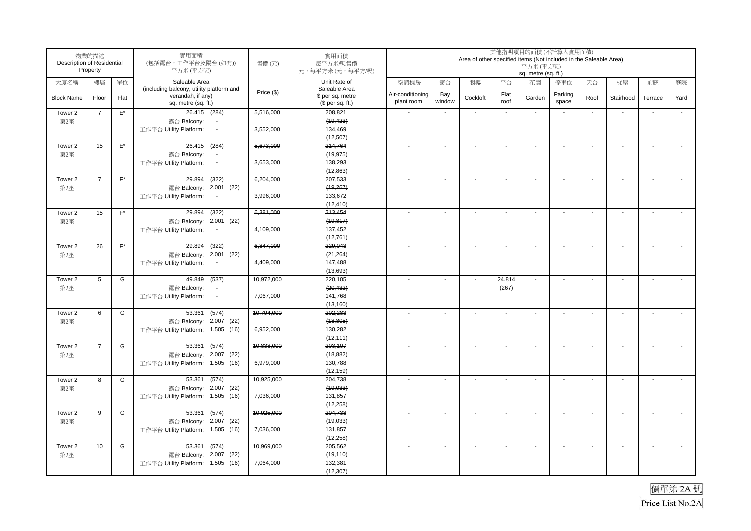| 物業的描述 Description of Residential Property | | | 實用面積 (包括露台，工作平台及陽台 (如有)) 平方米 (平方呎) | 售價 (元) | 實用面積 每平方米/呎售價 元，每平方米 (元，每平方呎) | 其他指明項目的面積 (不計算入實用面積) Area of other specified items (Not included in the Saleable Area) 平方米 (平方呎) sq. metre (sq. ft.) | | | | | | | | | |
|---|---|---|---|---|---|---|---|---|---|---|---|---|---|---|---|
| 大廈名稱 Block Name | 樓層 Floor | 單位 Flat | Saleable Area (including balcony, utility platform and verandah, if any) sq. metre (sq. ft.) | Price ($) | Unit Rate of Saleable Area $ per sq. metre ($ per sq. ft.) | 空調機房 Air-conditioning plant room | 窗台 Bay window | 閣樓 Cockloft | 平台 Flat roof | 花園 Garden | 停車位 Parking space | 天台 Roof | 梯屋 Stairhood | 前庭 Terrace | 庭院 Yard |
| Tower 2 第2座 | 7 | E* | 26.415 (284)<br>露台 Balcony: -<br>工作平台 Utility Platform: - | ~~5,516,000~~<br>3,552,000 | ~~208,821~~<br>~~(19,423)~~<br>134,469<br>(12,507) | - | - | - | - | - | - | - | - | - | - |
| Tower 2 第2座 | 15 | E* | 26.415 (284)<br>露台 Balcony: -<br>工作平台 Utility Platform: - | ~~5,673,000~~<br>3,653,000 | ~~214,764~~<br>~~(19,975)~~<br>138,293<br>(12,863) | - | - | - | - | - | - | - | - | - | - |
| Tower 2 第2座 | 7 | F* | 29.894 (322)<br>露台 Balcony: 2.001 (22)<br>工作平台 Utility Platform: - | ~~6,204,000~~<br>3,996,000 | ~~207,533~~<br>~~(19,267)~~<br>133,672<br>(12,410) | - | - | - | - | - | - | - | - | - | - |
| Tower 2 第2座 | 15 | F* | 29.894 (322)<br>露台 Balcony: 2.001 (22)<br>工作平台 Utility Platform: - | ~~6,381,000~~<br>4,109,000 | ~~213,454~~<br>~~(19,817)~~<br>137,452<br>(12,761) | - | - | - | - | - | - | - | - | - | - |
| Tower 2 第2座 | 26 | F* | 29.894 (322)<br>露台 Balcony: 2.001 (22)<br>工作平台 Utility Platform: - | ~~6,847,000~~<br>4,409,000 | ~~229,043~~<br>~~(21,264)~~<br>147,488<br>(13,693) | - | - | - | - | - | - | - | - | - | - |
| Tower 2 第2座 | 5 | G | 49.849 (537)<br>露台 Balcony: -<br>工作平台 Utility Platform: - | ~~10,972,000~~<br>7,067,000 | ~~220,105~~<br>~~(20,432)~~<br>141,768<br>(13,160) | - | - | - | 24.814<br>(267) | - | - | - | - | - | - |
| Tower 2 第2座 | 6 | G | 53.361 (574)<br>露台 Balcony: 2.007 (22)<br>工作平台 Utility Platform: 1.505 (16) | ~~10,794,000~~<br>6,952,000 | ~~202,283~~<br>~~(18,805)~~<br>130,282<br>(12,111) | - | - | - | - | - | - | - | - | - | - |
| Tower 2 第2座 | 7 | G | 53.361 (574)<br>露台 Balcony: 2.007 (22)<br>工作平台 Utility Platform: 1.505 (16) | ~~10,838,000~~<br>6,979,000 | ~~203,107~~<br>~~(18,882)~~<br>130,788<br>(12,159) | - | - | - | - | - | - | - | - | - | - |
| Tower 2 第2座 | 8 | G | 53.361 (574)<br>露台 Balcony: 2.007 (22)<br>工作平台 Utility Platform: 1.505 (16) | ~~10,925,000~~<br>7,036,000 | ~~204,738~~<br>~~(19,033)~~<br>131,857<br>(12,258) | - | - | - | - | - | - | - | - | - | - |
| Tower 2 第2座 | 9 | G | 53.361 (574)<br>露台 Balcony: 2.007 (22)<br>工作平台 Utility Platform: 1.505 (16) | ~~10,925,000~~<br>7,036,000 | ~~204,738~~<br>~~(19,033)~~<br>131,857<br>(12,258) | - | - | - | - | - | - | - | - | - | - |
| Tower 2 第2座 | 10 | G | 53.361 (574)<br>露台 Balcony: 2.007 (22)<br>工作平台 Utility Platform: 1.505 (16) | ~~10,969,000~~<br>7,064,000 | ~~205,562~~<br>~~(19,110)~~<br>132,381<br>(12,307) | - | - | - | - | - | - | - | - | - | - |

價單第 2A 號
Price List No.2A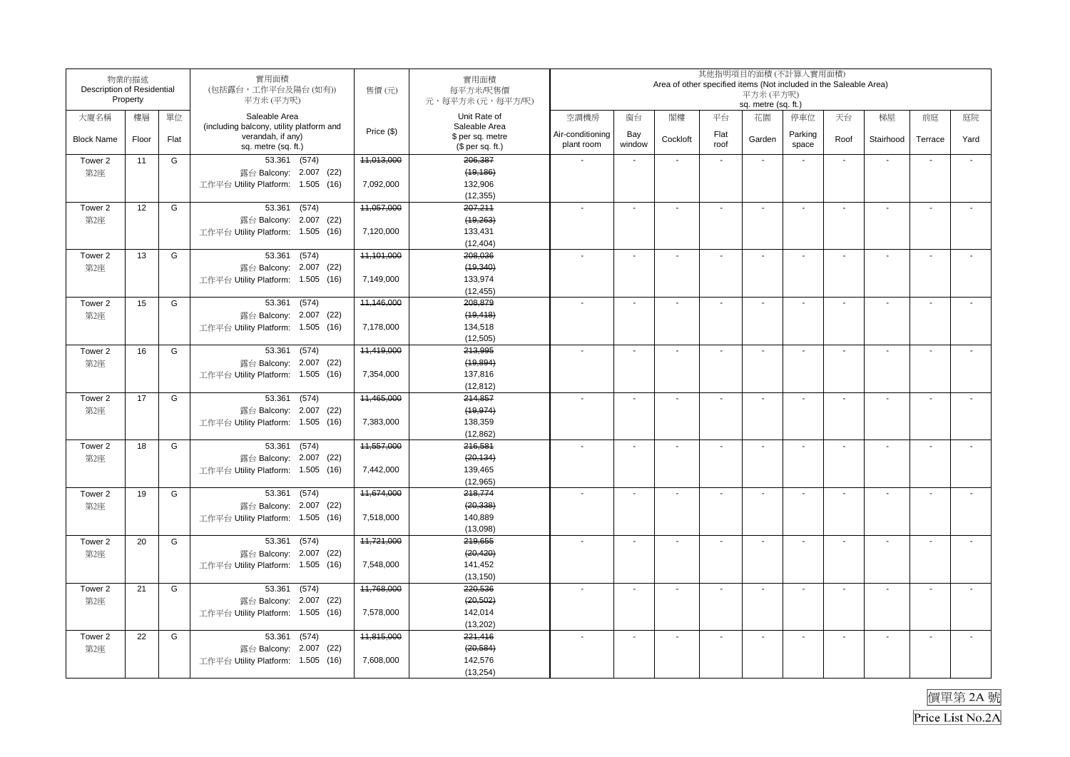| 物業的描述 Description of Residential Property | | | 實用面積 (包括露台，工作平台及陽台 (如有)) 平方米 (平方呎) | 售價 (元) | 實用面積 每平方米/呎售價 元，每平方米 (元，每平方呎) | 其他指明項目的面積 (不計算入實用面積) Area of other specified items (Not included in the Saleable Area) 平方米 (平方呎) sq. metre (sq. ft.) | | | | | | | | | |
|---|---|---|---|---|---|---|---|---|---|---|---|---|---|---|---|
| 大廈名稱 Block Name | 樓層 Floor | 單位 Flat | Saleable Area (including balcony, utility platform and verandah, if any) sq. metre (sq. ft.) | Price ($) | Unit Rate of Saleable Area $ per sq. metre ($ per sq. ft.) | 空調機房 Air-conditioning plant room | 窗台 Bay window | 閣樓 Cockloft | 平台 Flat roof | 花園 Garden | 停車位 Parking space | 天台 Roof | 梯屋 Stairhood | 前庭 Terrace | 庭院 Yard |
| Tower 2 第2座 | 11 | G | 53.361 (574) 露台 Balcony: 2.007 (22) 工作平台 Utility Platform: 1.505 (16) | ~~11,013,000~~ 7,092,000 | ~~206,387~~ ~~(19,186)~~ 132,906 (12,355) | - | - | - | - | - | - | - | - | - | - |
| Tower 2 第2座 | 12 | G | 53.361 (574) 露台 Balcony: 2.007 (22) 工作平台 Utility Platform: 1.505 (16) | ~~11,057,000~~ 7,120,000 | ~~207,211~~ ~~(19,263)~~ 133,431 (12,404) | - | - | - | - | - | - | - | - | - | - |
| Tower 2 第2座 | 13 | G | 53.361 (574) 露台 Balcony: 2.007 (22) 工作平台 Utility Platform: 1.505 (16) | ~~11,101,000~~ 7,149,000 | ~~208,036~~ ~~(19,340)~~ 133,974 (12,455) | - | - | - | - | - | - | - | - | - | - |
| Tower 2 第2座 | 15 | G | 53.361 (574) 露台 Balcony: 2.007 (22) 工作平台 Utility Platform: 1.505 (16) | ~~11,146,000~~ 7,178,000 | ~~208,879~~ ~~(19,418)~~ 134,518 (12,505) | - | - | - | - | - | - | - | - | - | - |
| Tower 2 第2座 | 16 | G | 53.361 (574) 露台 Balcony: 2.007 (22) 工作平台 Utility Platform: 1.505 (16) | ~~11,419,000~~ 7,354,000 | ~~213,995~~ ~~(19,894)~~ 137,816 (12,812) | - | - | - | - | - | - | - | - | - | - |
| Tower 2 第2座 | 17 | G | 53.361 (574) 露台 Balcony: 2.007 (22) 工作平台 Utility Platform: 1.505 (16) | ~~11,465,000~~ 7,383,000 | ~~214,857~~ ~~(19,974)~~ 138,359 (12,862) | - | - | - | - | - | - | - | - | - | - |
| Tower 2 第2座 | 18 | G | 53.361 (574) 露台 Balcony: 2.007 (22) 工作平台 Utility Platform: 1.505 (16) | ~~11,557,000~~ 7,442,000 | ~~216,581~~ ~~(20,134)~~ 139,465 (12,965) | - | - | - | - | - | - | - | - | - | - |
| Tower 2 第2座 | 19 | G | 53.361 (574) 露台 Balcony: 2.007 (22) 工作平台 Utility Platform: 1.505 (16) | ~~11,674,000~~ 7,518,000 | ~~218,774~~ ~~(20,338)~~ 140,889 (13,098) | - | - | - | - | - | - | - | - | - | - |
| Tower 2 第2座 | 20 | G | 53.361 (574) 露台 Balcony: 2.007 (22) 工作平台 Utility Platform: 1.505 (16) | ~~11,721,000~~ 7,548,000 | ~~219,655~~ ~~(20,420)~~ 141,452 (13,150) | - | - | - | - | - | - | - | - | - | - |
| Tower 2 第2座 | 21 | G | 53.361 (574) 露台 Balcony: 2.007 (22) 工作平台 Utility Platform: 1.505 (16) | ~~11,768,000~~ 7,578,000 | ~~220,536~~ ~~(20,502)~~ 142,014 (13,202) | - | - | - | - | - | - | - | - | - | - |
| Tower 2 第2座 | 22 | G | 53.361 (574) 露台 Balcony: 2.007 (22) 工作平台 Utility Platform: 1.505 (16) | ~~11,815,000~~ 7,608,000 | ~~221,416~~ ~~(20,584)~~ 142,576 (13,254) | - | - | - | - | - | - | - | - | - | - |

價單第 2A 號
Price List No.2A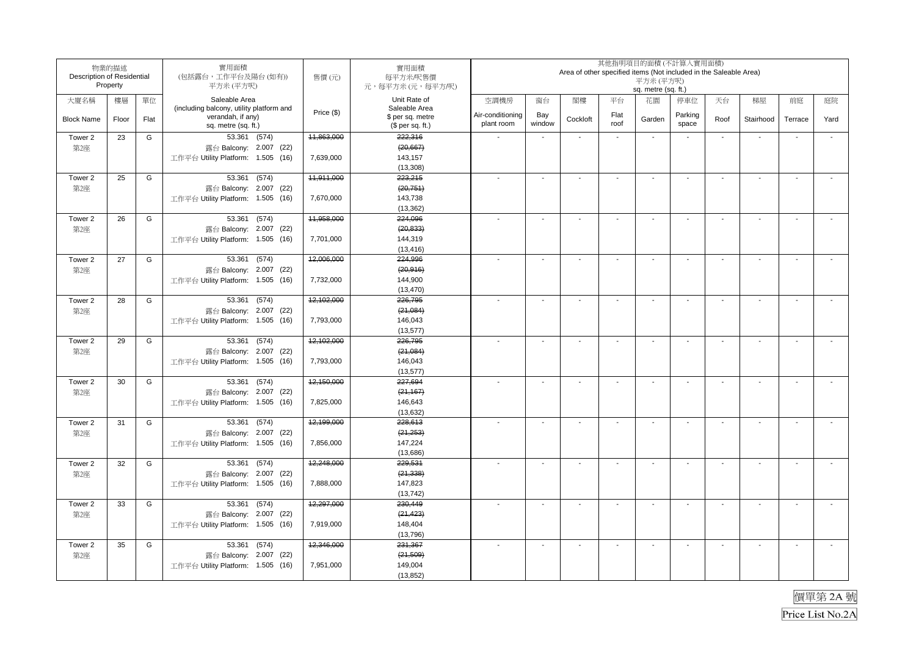| 物業的描述 Description of Residential Property | | | 實用面積 (包括露台，工作平台及陽台 (如有)) 平方米 (平方呎) | 售價 (元) | 實用面積 每平方米/呎售價 元，每平方米 (元，每平方呎) | 其他指明項目的面積 (不計算入實用面積) Area of other specified items (Not included in the Saleable Area) 平方米 (平方呎) sq. metre (sq. ft.) | | | | | | | | | |
|---|---|---|---|---|---|---|---|---|---|---|---|---|---|---|---|
| 大廈名稱 Block Name | 樓層 Floor | 單位 Flat | Saleable Area (including balcony, utility platform and verandah, if any) sq. metre (sq. ft.) | Price ($) | Unit Rate of Saleable Area $ per sq. metre ($ per sq. ft.) | 空調機房 Air-conditioning plant room | 窗台 Bay window | 閣樓 Cockloft | 平台 Flat roof | 花園 Garden | 停車位 Parking space | 天台 Roof | 梯屋 Stairhood | 前庭 Terrace | 庭院 Yard |
| Tower 2 第2座 | 23 | G | 53.361 (574) 露台 Balcony: 2.007 (22) 工作平台 Utility Platform: 1.505 (16) | ~~11,863,000~~ 7,639,000 | ~~222,316~~ ~~(20,667)~~ 143,157 (13,308) | - | - | - | - | - | - | - | - | - | - |
| Tower 2 第2座 | 25 | G | 53.361 (574) 露台 Balcony: 2.007 (22) 工作平台 Utility Platform: 1.505 (16) | ~~11,911,000~~ 7,670,000 | ~~223,215~~ ~~(20,751)~~ 143,738 (13,362) | - | - | - | - | - | - | - | - | - | - |
| Tower 2 第2座 | 26 | G | 53.361 (574) 露台 Balcony: 2.007 (22) 工作平台 Utility Platform: 1.505 (16) | ~~11,958,000~~ 7,701,000 | ~~224,096~~ ~~(20,833)~~ 144,319 (13,416) | - | - | - | - | - | - | - | - | - | - |
| Tower 2 第2座 | 27 | G | 53.361 (574) 露台 Balcony: 2.007 (22) 工作平台 Utility Platform: 1.505 (16) | ~~12,006,000~~ 7,732,000 | ~~224,996~~ ~~(20,916)~~ 144,900 (13,470) | - | - | - | - | - | - | - | - | - | - |
| Tower 2 第2座 | 28 | G | 53.361 (574) 露台 Balcony: 2.007 (22) 工作平台 Utility Platform: 1.505 (16) | ~~12,102,000~~ 7,793,000 | ~~226,795~~ ~~(21,084)~~ 146,043 (13,577) | - | - | - | - | - | - | - | - | - | - |
| Tower 2 第2座 | 29 | G | 53.361 (574) 露台 Balcony: 2.007 (22) 工作平台 Utility Platform: 1.505 (16) | ~~12,102,000~~ 7,793,000 | ~~226,795~~ ~~(21,084)~~ 146,043 (13,577) | - | - | - | - | - | - | - | - | - | - |
| Tower 2 第2座 | 30 | G | 53.361 (574) 露台 Balcony: 2.007 (22) 工作平台 Utility Platform: 1.505 (16) | ~~12,150,000~~ 7,825,000 | ~~227,694~~ ~~(21,167)~~ 146,643 (13,632) | - | - | - | - | - | - | - | - | - | - |
| Tower 2 第2座 | 31 | G | 53.361 (574) 露台 Balcony: 2.007 (22) 工作平台 Utility Platform: 1.505 (16) | ~~12,199,000~~ 7,856,000 | ~~228,613~~ ~~(21,253)~~ 147,224 (13,686) | - | - | - | - | - | - | - | - | - | - |
| Tower 2 第2座 | 32 | G | 53.361 (574) 露台 Balcony: 2.007 (22) 工作平台 Utility Platform: 1.505 (16) | ~~12,248,000~~ 7,888,000 | ~~229,531~~ ~~(21,338)~~ 147,823 (13,742) | - | - | - | - | - | - | - | - | - | - |
| Tower 2 第2座 | 33 | G | 53.361 (574) 露台 Balcony: 2.007 (22) 工作平台 Utility Platform: 1.505 (16) | ~~12,297,000~~ 7,919,000 | ~~230,449~~ ~~(21,423)~~ 148,404 (13,796) | - | - | - | - | - | - | - | - | - | - |
| Tower 2 第2座 | 35 | G | 53.361 (574) 露台 Balcony: 2.007 (22) 工作平台 Utility Platform: 1.505 (16) | ~~12,346,000~~ 7,951,000 | ~~231,367~~ ~~(21,509)~~ 149,004 (13,852) | - | - | - | - | - | - | - | - | - | - |

價單第 2A 號

Price List No.2A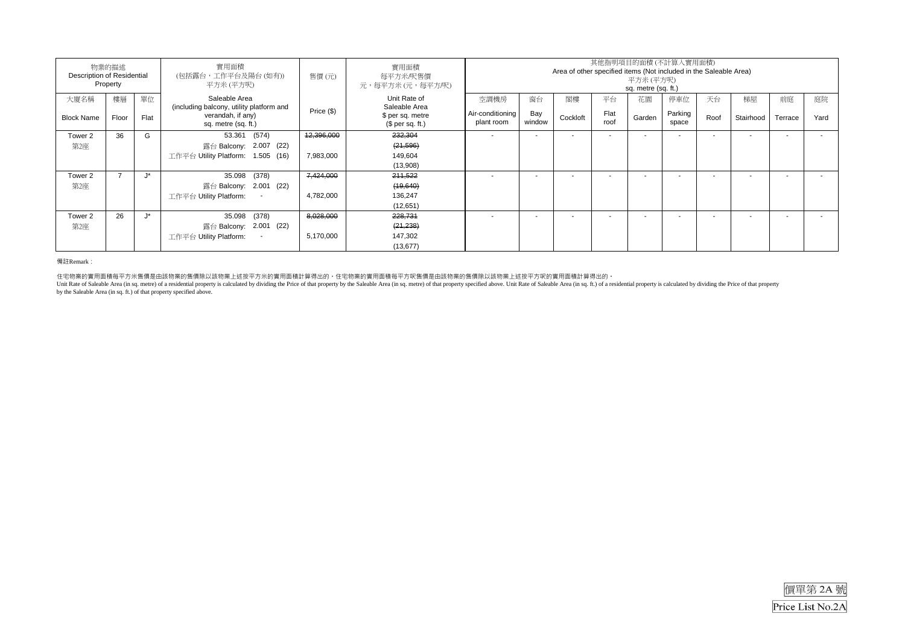| 物業的描述 Description of Residential Property | | | 實用面積 (包括露台，工作平台及陽台 (如有)) 平方米 (平方呎) | 售價 (元) | 實用面積 每平方米/呎售價 元，每平方米 (元，每平方呎) | 其他指明項目的面積 (不計算入實用面積) Area of other specified items (Not included in the Saleable Area) 平方米 (平方呎) sq. metre (sq. ft.) | | | | | | | | | |
|---|---|---|---|---|---|---|---|---|---|---|---|---|---|---|---|
| 大廈名稱 Block Name | 樓層 Floor | 單位 Flat | Saleable Area (including balcony, utility platform and verandah, if any) sq. metre (sq. ft.) | Price ($) | Unit Rate of Saleable Area $ per sq. metre ($ per sq. ft.) | 空調機房 Air-conditioning plant room | 窗台 Bay window | 閣樓 Cockloft | 平台 Flat roof | 花園 Garden | 停車位 Parking space | 天台 Roof | 梯屋 Stairhood | 前庭 Terrace | 庭院 Yard |
| Tower 2 第2座 | 36 | G | 53.361 (574) 露台 Balcony: 2.007 (22) 工作平台 Utility Platform: 1.505 (16) | ~~12,396,000~~ 7,983,000 | ~~232,304~~ ~~(21,596)~~ 149,604 (13,908) | - | - | - | - | - | - | - | - | - | - |
| Tower 2 第2座 | 7 | J* | 35.098 (378) 露台 Balcony: 2.001 (22) 工作平台 Utility Platform: - | ~~7,424,000~~ 4,782,000 | ~~211,522~~ ~~(19,640)~~ 136,247 (12,651) | - | - | - | - | - | - | - | - | - | - |
| Tower 2 第2座 | 26 | J* | 35.098 (378) 露台 Balcony: 2.001 (22) 工作平台 Utility Platform: - | ~~8,028,000~~ 5,170,000 | ~~228,731~~ ~~(21,238)~~ 147,302 (13,677) | - | - | - | - | - | - | - | - | - | - |

備註Remark：

住宅物業的實用面積每平方米售價是由該物業的售價除以該物業上述按平方米的實用面積計算得出的。住宅物業的實用面積每平方呎售價是由該物業的售價除以該物業上述按平方呎的實用面積計算得出的。

Unit Rate of Saleable Area (in sq. metre) of a residential property is calculated by dividing the Price of that property by the Saleable Area (in sq. metre) of that property specified above. Unit Rate of Saleable Area (in sq. ft.) of a residential property is calculated by dividing the Price of that property by the Saleable Area (in sq. ft.) of that property specified above.

價單第 2A 號

Price List No.2A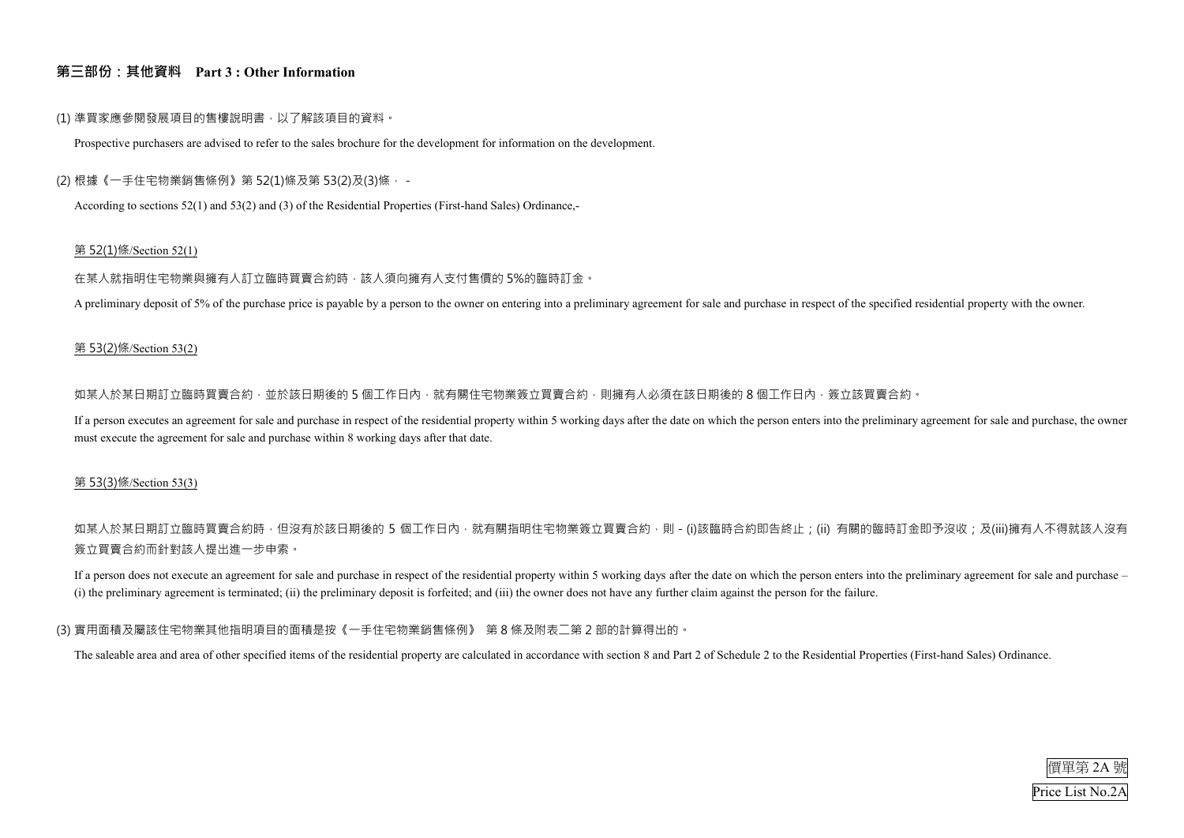## 第三部份：其他資料 Part 3 : Other Information

(1) 準買家應參閱發展項目的售樓說明書，以了解該項目的資料。

Prospective purchasers are advised to refer to the sales brochure for the development for information on the development.

(2) 根據《一手住宅物業銷售條例》第 52(1)條及第 53(2)及(3)條， -

According to sections 52(1) and 53(2) and (3) of the Residential Properties (First-hand Sales) Ordinance,-

第 52(1)條/Section 52(1)

在某人就指明住宅物業與擁有人訂立臨時買賣合約時，該人須向擁有人支付售價的 5%的臨時訂金。

A preliminary deposit of 5% of the purchase price is payable by a person to the owner on entering into a preliminary agreement for sale and purchase in respect of the specified residential property with the owner.

第 53(2)條/Section 53(2)

如某人於某日期訂立臨時買賣合約，並於該日期後的 5 個工作日內，就有關住宅物業簽立買賣合約，則擁有人必須在該日期後的 8 個工作日內，簽立該買賣合約。

If a person executes an agreement for sale and purchase in respect of the residential property within 5 working days after the date on which the person enters into the preliminary agreement for sale and purchase, the owner must execute the agreement for sale and purchase within 8 working days after that date.

第 53(3)條/Section 53(3)

如某人於某日期訂立臨時買賣合約時，但沒有於該日期後的 5 個工作日內，就有關指明住宅物業簽立買賣合約，則 - (i)該臨時合約即告終止；(ii) 有關的臨時訂金即予沒收；及(iii)擁有人不得就該人沒有簽立買賣合約而針對該人提出進一步申索。

If a person does not execute an agreement for sale and purchase in respect of the residential property within 5 working days after the date on which the person enters into the preliminary agreement for sale and purchase – (i) the preliminary agreement is terminated; (ii) the preliminary deposit is forfeited; and (iii) the owner does not have any further claim against the person for the failure.

(3) 實用面積及屬該住宅物業其他指明項目的面積是按《一手住宅物業銷售條例》 第 8 條及附表二第 2 部的計算得出的。

The saleable area and area of other specified items of the residential property are calculated in accordance with section 8 and Part 2 of Schedule 2 to the Residential Properties (First-hand Sales) Ordinance.

價單第 2A 號

Price List No.2A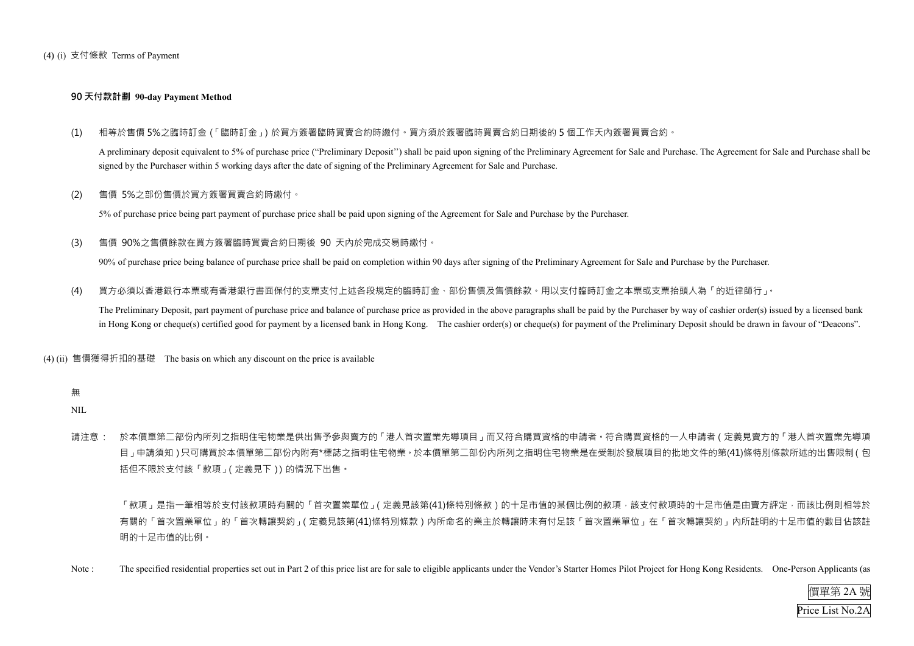(4) (i) 支付條款 Terms of Payment

**90 天付款計劃 90-day Payment Method**

(1) 相等於售價 5%之臨時訂金 (「臨時訂金」) 於買方簽署臨時買賣合約時繳付。買方須於簽署臨時買賣合約日期後的 5 個工作天內簽署買賣合約。

A preliminary deposit equivalent to 5% of purchase price ("Preliminary Deposit'') shall be paid upon signing of the Preliminary Agreement for Sale and Purchase. The Agreement for Sale and Purchase shall be signed by the Purchaser within 5 working days after the date of signing of the Preliminary Agreement for Sale and Purchase.

(2) 售價 5%之部份售價於買方簽署買賣合約時繳付。

5% of purchase price being part payment of purchase price shall be paid upon signing of the Agreement for Sale and Purchase by the Purchaser.

(3) 售價 90%之售價餘款在買方簽署臨時買賣合約日期後 90 天內於完成交易時繳付。

90% of purchase price being balance of purchase price shall be paid on completion within 90 days after signing of the Preliminary Agreement for Sale and Purchase by the Purchaser.

(4) 買方必須以香港銀行本票或有香港銀行書面保付的支票支付上述各段規定的臨時訂金、部份售價及售價餘款。用以支付臨時訂金之本票或支票抬頭人為「的近律師行」。

The Preliminary Deposit, part payment of purchase price and balance of purchase price as provided in the above paragraphs shall be paid by the Purchaser by way of cashier order(s) issued by a licensed bank in Hong Kong or cheque(s) certified good for payment by a licensed bank in Hong Kong. The cashier order(s) or cheque(s) for payment of the Preliminary Deposit should be drawn in favour of "Deacons".

(4) (ii) 售價獲得折扣的基礎 The basis on which any discount on the price is available

無

NIL

請注意： 於本價單第二部份內所列之指明住宅物業是供出售予參與賣方的「港人首次置業先導項目」而又符合購買資格的申請者。符合購買資格的一人申請者 ( 定義見賣方的「港人首次置業先導項目」申請須知 ) 只可購買於本價單第二部份內附有*標誌之指明住宅物業。於本價單第二部份內所列之指明住宅物業是在受制於發展項目的批地文件的第(41)條特別條款所述的出售限制 ( 包括但不限於支付該「款項」( 定義見下 ) ) 的情況下出售。

「款項」是指一筆相等於支付該款項時有關的「首次置業單位」( 定義見該第(41)條特別條款 ) 的十足市值的某個比例的款項，該支付款項時的十足市值是由賣方評定，而該比例則相等於有關的「首次置業單位」的「首次轉讓契約」( 定義見該第(41)條特別條款 ) 內所命名的業主於轉讓時未有付足該「首次置業單位」在「首次轉讓契約」內所註明的十足市值的數目佔該註明的十足市值的比例。

Note : The specified residential properties set out in Part 2 of this price list are for sale to eligible applicants under the Vendor's Starter Homes Pilot Project for Hong Kong Residents. One-Person Applicants (as

價單第 2A 號

Price List No.2A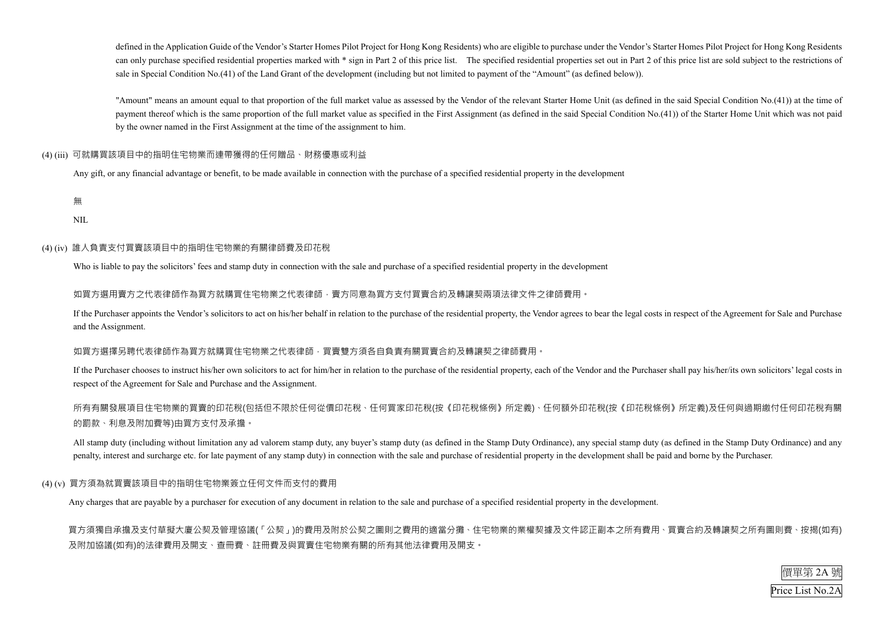defined in the Application Guide of the Vendor's Starter Homes Pilot Project for Hong Kong Residents) who are eligible to purchase under the Vendor's Starter Homes Pilot Project for Hong Kong Residents can only purchase specified residential properties marked with * sign in Part 2 of this price list. The specified residential properties set out in Part 2 of this price list are sold subject to the restrictions of sale in Special Condition No.(41) of the Land Grant of the development (including but not limited to payment of the "Amount" (as defined below)).

"Amount" means an amount equal to that proportion of the full market value as assessed by the Vendor of the relevant Starter Home Unit (as defined in the said Special Condition No.(41)) at the time of payment thereof which is the same proportion of the full market value as specified in the First Assignment (as defined in the said Special Condition No.(41)) of the Starter Home Unit which was not paid by the owner named in the First Assignment at the time of the assignment to him.

(4) (iii) 可就購買該項目中的指明住宅物業而連帶獲得的任何贈品、財務優惠或利益

Any gift, or any financial advantage or benefit, to be made available in connection with the purchase of a specified residential property in the development

無

NIL

(4) (iv) 誰人負責支付買賣該項目中的指明住宅物業的有關律師費及印花稅

Who is liable to pay the solicitors' fees and stamp duty in connection with the sale and purchase of a specified residential property in the development

如買方選用賣方之代表律師作為買方就購買住宅物業之代表律師，賣方同意為買方支付買賣合約及轉讓契兩項法律文件之律師費用。

If the Purchaser appoints the Vendor's solicitors to act on his/her behalf in relation to the purchase of the residential property, the Vendor agrees to bear the legal costs in respect of the Agreement for Sale and Purchase and the Assignment.

如買方選擇另聘代表律師作為買方就購買住宅物業之代表律師，買賣雙方須各自負責有關買賣合約及轉讓契之律師費用。

If the Purchaser chooses to instruct his/her own solicitors to act for him/her in relation to the purchase of the residential property, each of the Vendor and the Purchaser shall pay his/her/its own solicitors' legal costs in respect of the Agreement for Sale and Purchase and the Assignment.

所有有關發展項目住宅物業的買賣的印花稅(包括但不限於任何從價印花稅、任何買家印花稅(按《印花稅條例》所定義)、任何額外印花稅(按《印花稅條例》所定義)及任何與過期繳付任何印花稅有關的罰款、利息及附加費等)由買方支付及承擔。

All stamp duty (including without limitation any ad valorem stamp duty, any buyer's stamp duty (as defined in the Stamp Duty Ordinance), any special stamp duty (as defined in the Stamp Duty Ordinance) and any penalty, interest and surcharge etc. for late payment of any stamp duty) in connection with the sale and purchase of residential property in the development shall be paid and borne by the Purchaser.

(4) (v) 買方須為就買賣該項目中的指明住宅物業簽立任何文件而支付的費用

Any charges that are payable by a purchaser for execution of any document in relation to the sale and purchase of a specified residential property in the development.

買方須獨自承擔及支付草擬大廈公契及管理協議(「公契」)的費用及附於公契之圖則之費用的適當分攤、住宅物業的業權契據及文件認正副本之所有費用、買賣合約及轉讓契之所有圖則費、按揭(如有)及附加協議(如有)的法律費用及開支、查冊費、註冊費及與買賣住宅物業有關的所有其他法律費用及開支。

價單第 2A 號

Price List No.2A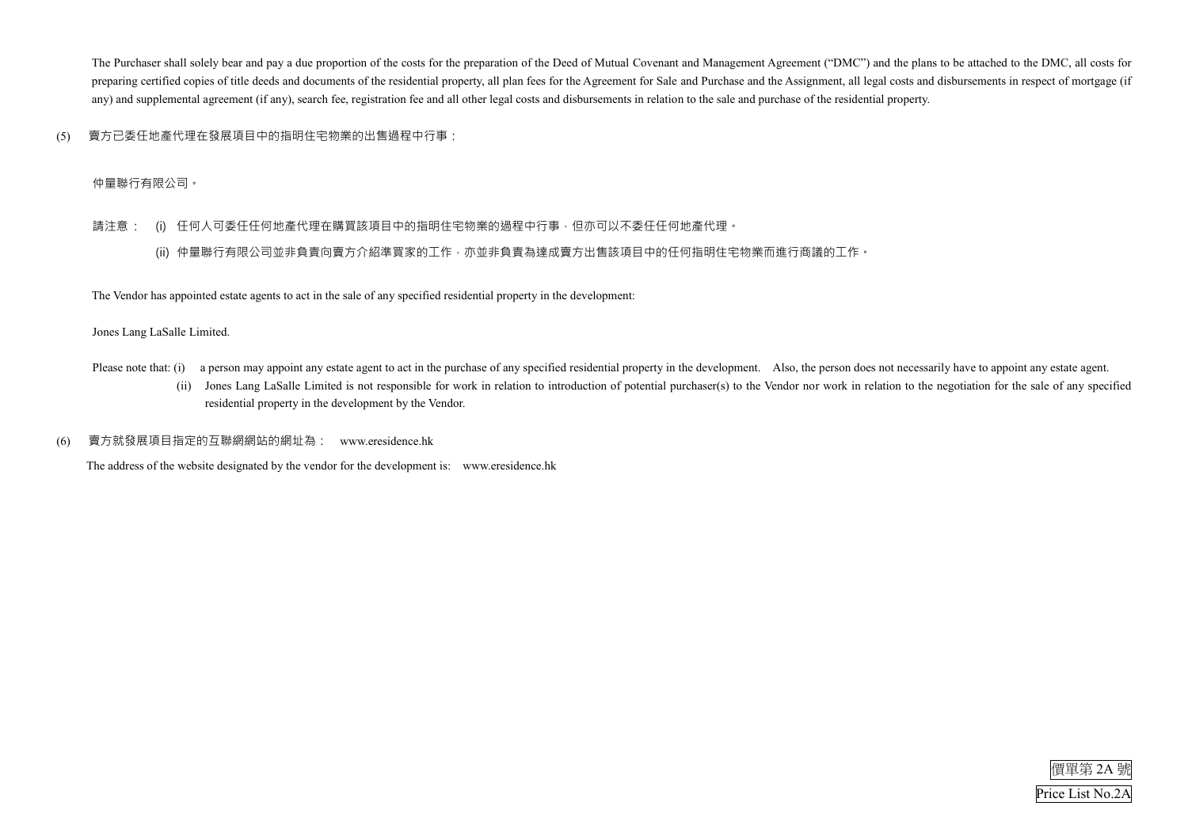The Purchaser shall solely bear and pay a due proportion of the costs for the preparation of the Deed of Mutual Covenant and Management Agreement ("DMC") and the plans to be attached to the DMC, all costs for preparing certified copies of title deeds and documents of the residential property, all plan fees for the Agreement for Sale and Purchase and the Assignment, all legal costs and disbursements in respect of mortgage (if any) and supplemental agreement (if any), search fee, registration fee and all other legal costs and disbursements in relation to the sale and purchase of the residential property.

(5) 賣方已委任地產代理在發展項目中的指明住宅物業的出售過程中行事：

仲量聯行有限公司。

請注意： (i) 任何人可委任任何地產代理在購買該項目中的指明住宅物業的過程中行事，但亦可以不委任任何地產代理。

(ii) 仲量聯行有限公司並非負責向賣方介紹準買家的工作，亦並非負責為達成賣方出售該項目中的任何指明住宅物業而進行商議的工作。

The Vendor has appointed estate agents to act in the sale of any specified residential property in the development:

Jones Lang LaSalle Limited.

Please note that: (i) a person may appoint any estate agent to act in the purchase of any specified residential property in the development. Also, the person does not necessarily have to appoint any estate agent.

(ii) Jones Lang LaSalle Limited is not responsible for work in relation to introduction of potential purchaser(s) to the Vendor nor work in relation to the negotiation for the sale of any specified residential property in the development by the Vendor.

(6) 賣方就發展項目指定的互聯網網站的網址為： www.eresidence.hk

The address of the website designated by the vendor for the development is: www.eresidence.hk

價單第 2A 號

Price List No.2A